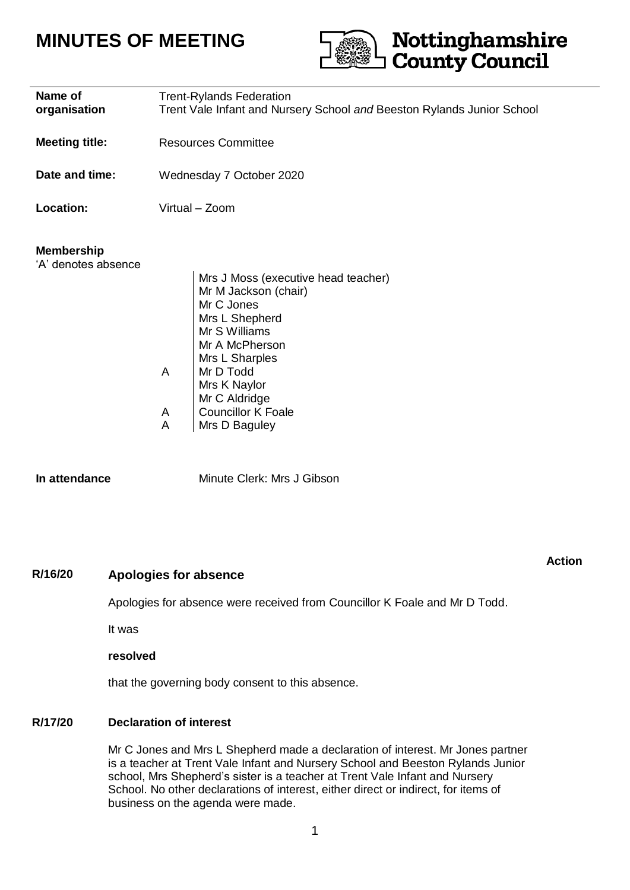# MINUTES OF MEETING

**Nottinghamshire County Council**

| | |
|---|---|
| **Name of organisation** | Trent-Rylands Federation<br>Trent Vale Infant and Nursery School *and* Beeston Rylands Junior School |
| **Meeting title:** | Resources Committee |
| **Date and time:** | Wednesday 7 October 2020 |
| **Location:** | Virtual – Zoom |

**Membership**
'A' denotes absence

| | |
|---|---|
| | Mrs J Moss (executive head teacher) |
| | Mr M Jackson (chair) |
| | Mr C Jones |
| | Mrs L Shepherd |
| | Mr S Williams |
| | Mr A McPherson |
| | Mrs L Sharples |
| A | Mr D Todd |
| | Mrs K Naylor |
| | Mr C Aldridge |
| A | Councillor K Foale |
| A | Mrs D Baguley |

**In attendance** Minute Clerk: Mrs J Gibson

**Action**

## R/16/20 Apologies for absence

Apologies for absence were received from Councillor K Foale and Mr D Todd.

It was

**resolved**

that the governing body consent to this absence.

## R/17/20 Declaration of interest

Mr C Jones and Mrs L Shepherd made a declaration of interest. Mr Jones partner is a teacher at Trent Vale Infant and Nursery School and Beeston Rylands Junior school, Mrs Shepherd's sister is a teacher at Trent Vale Infant and Nursery School. No other declarations of interest, either direct or indirect, for items of business on the agenda were made.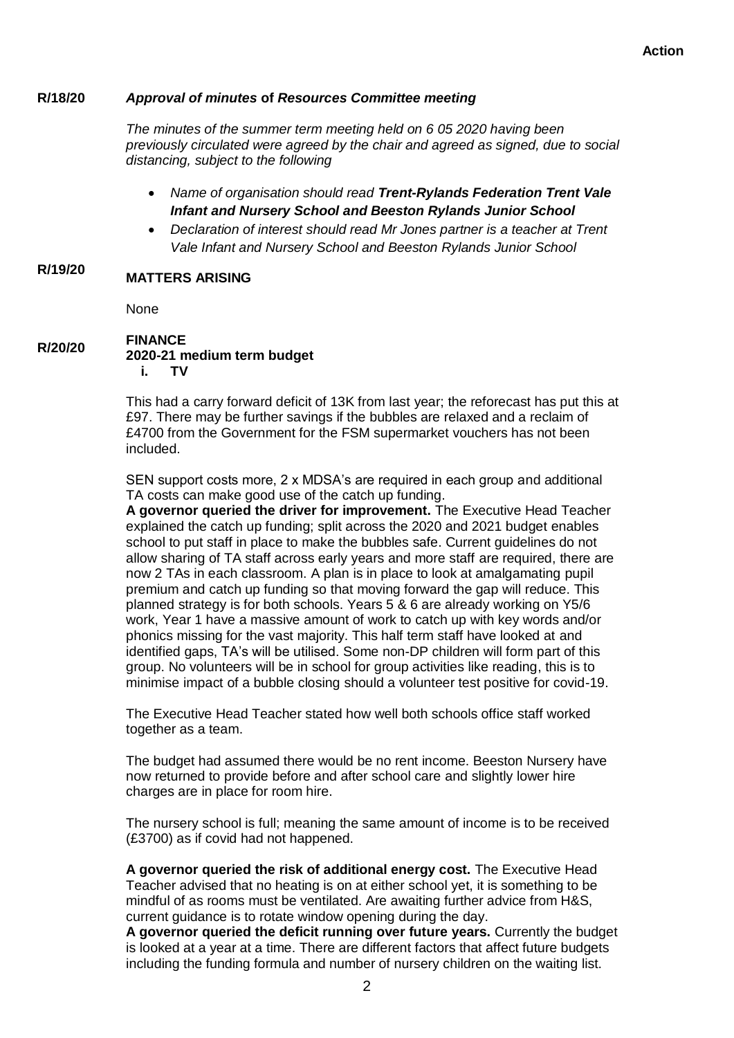**Action**

**R/18/20** ***Approval of minutes* of *Resources Committee meeting***

*The minutes of the summer term meeting held on 6 05 2020 having been previously circulated were agreed by the chair and agreed as signed, due to social distancing, subject to the following*

- *Name of organisation should read **Trent-Rylands Federation Trent Vale Infant and Nursery School and Beeston Rylands Junior School***
- *Declaration of interest should read Mr Jones partner is a teacher at Trent Vale Infant and Nursery School and Beeston Rylands Junior School*

**R/19/20** **MATTERS ARISING**

None

**R/20/20** **FINANCE**

**2020-21 medium term budget**

**i. TV**

This had a carry forward deficit of 13K from last year; the reforecast has put this at £97. There may be further savings if the bubbles are relaxed and a reclaim of £4700 from the Government for the FSM supermarket vouchers has not been included.

SEN support costs more, 2 x MDSA's are required in each group and additional TA costs can make good use of the catch up funding.

**A governor queried the driver for improvement.** The Executive Head Teacher explained the catch up funding; split across the 2020 and 2021 budget enables school to put staff in place to make the bubbles safe. Current guidelines do not allow sharing of TA staff across early years and more staff are required, there are now 2 TAs in each classroom. A plan is in place to look at amalgamating pupil premium and catch up funding so that moving forward the gap will reduce. This planned strategy is for both schools. Years 5 & 6 are already working on Y5/6 work, Year 1 have a massive amount of work to catch up with key words and/or phonics missing for the vast majority. This half term staff have looked at and identified gaps, TA's will be utilised. Some non-DP children will form part of this group. No volunteers will be in school for group activities like reading, this is to minimise impact of a bubble closing should a volunteer test positive for covid-19.

The Executive Head Teacher stated how well both schools office staff worked together as a team.

The budget had assumed there would be no rent income. Beeston Nursery have now returned to provide before and after school care and slightly lower hire charges are in place for room hire.

The nursery school is full; meaning the same amount of income is to be received (£3700) as if covid had not happened.

**A governor queried the risk of additional energy cost.** The Executive Head Teacher advised that no heating is on at either school yet, it is something to be mindful of as rooms must be ventilated. Are awaiting further advice from H&S, current guidance is to rotate window opening during the day.

**A governor queried the deficit running over future years.** Currently the budget is looked at a year at a time. There are different factors that affect future budgets including the funding formula and number of nursery children on the waiting list.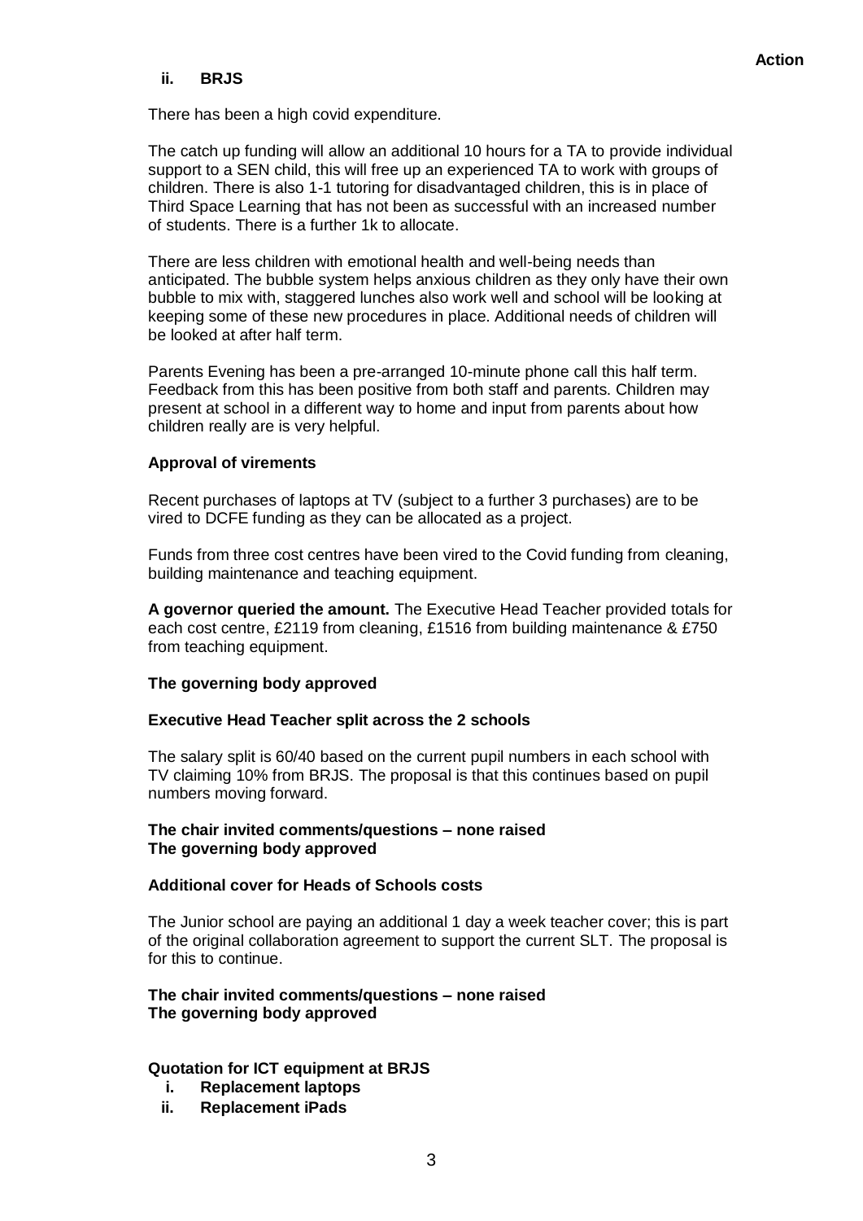**Action**

**ii. BRJS**

There has been a high covid expenditure.

The catch up funding will allow an additional 10 hours for a TA to provide individual support to a SEN child, this will free up an experienced TA to work with groups of children. There is also 1-1 tutoring for disadvantaged children, this is in place of Third Space Learning that has not been as successful with an increased number of students. There is a further 1k to allocate.

There are less children with emotional health and well-being needs than anticipated. The bubble system helps anxious children as they only have their own bubble to mix with, staggered lunches also work well and school will be looking at keeping some of these new procedures in place. Additional needs of children will be looked at after half term.

Parents Evening has been a pre-arranged 10-minute phone call this half term. Feedback from this has been positive from both staff and parents. Children may present at school in a different way to home and input from parents about how children really are is very helpful.

**Approval of virements**

Recent purchases of laptops at TV (subject to a further 3 purchases) are to be vired to DCFE funding as they can be allocated as a project.

Funds from three cost centres have been vired to the Covid funding from cleaning, building maintenance and teaching equipment.

**A governor queried the amount.** The Executive Head Teacher provided totals for each cost centre, £2119 from cleaning, £1516 from building maintenance & £750 from teaching equipment.

**The governing body approved**

**Executive Head Teacher split across the 2 schools**

The salary split is 60/40 based on the current pupil numbers in each school with TV claiming 10% from BRJS. The proposal is that this continues based on pupil numbers moving forward.

**The chair invited comments/questions – none raised**
**The governing body approved**

**Additional cover for Heads of Schools costs**

The Junior school are paying an additional 1 day a week teacher cover; this is part of the original collaboration agreement to support the current SLT. The proposal is for this to continue.

**The chair invited comments/questions – none raised**
**The governing body approved**

**Quotation for ICT equipment at BRJS**

- **i. Replacement laptops**
- **ii. Replacement iPads**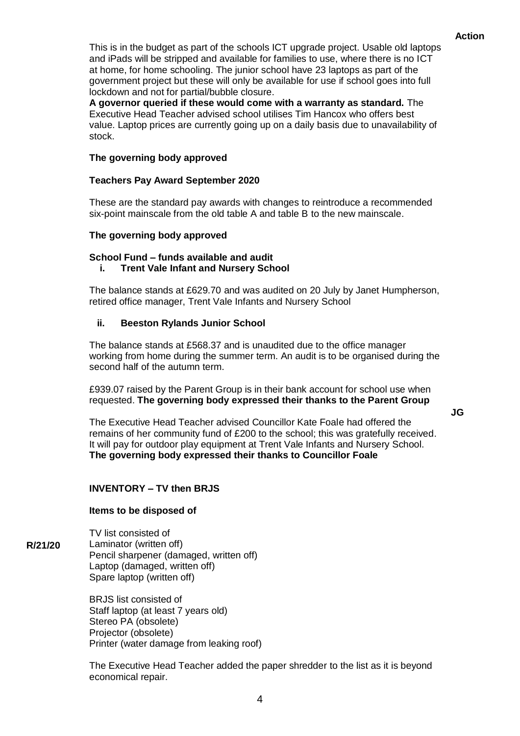**Action**

This is in the budget as part of the schools ICT upgrade project. Usable old laptops and iPads will be stripped and available for families to use, where there is no ICT at home, for home schooling. The junior school have 23 laptops as part of the government project but these will only be available for use if school goes into full lockdown and not for partial/bubble closure.

**A governor queried if these would come with a warranty as standard.** The Executive Head Teacher advised school utilises Tim Hancox who offers best value. Laptop prices are currently going up on a daily basis due to unavailability of stock.

**The governing body approved**

**Teachers Pay Award September 2020**

These are the standard pay awards with changes to reintroduce a recommended six-point mainscale from the old table A and table B to the new mainscale.

**The governing body approved**

**School Fund – funds available and audit**

**i. Trent Vale Infant and Nursery School**

The balance stands at £629.70 and was audited on 20 July by Janet Humpherson, retired office manager, Trent Vale Infants and Nursery School

**ii. Beeston Rylands Junior School**

The balance stands at £568.37 and is unaudited due to the office manager working from home during the summer term. An audit is to be organised during the second half of the autumn term.

£939.07 raised by the Parent Group is in their bank account for school use when requested. **The governing body expressed their thanks to the Parent Group**

**JG**

The Executive Head Teacher advised Councillor Kate Foale had offered the remains of her community fund of £200 to the school; this was gratefully received. It will pay for outdoor play equipment at Trent Vale Infants and Nursery School. **The governing body expressed their thanks to Councillor Foale**

**INVENTORY – TV then BRJS**

**Items to be disposed of**

**R/21/20**

TV list consisted of
Laminator (written off)
Pencil sharpener (damaged, written off)
Laptop (damaged, written off)
Spare laptop (written off)

BRJS list consisted of
Staff laptop (at least 7 years old)
Stereo PA (obsolete)
Projector (obsolete)
Printer (water damage from leaking roof)

The Executive Head Teacher added the paper shredder to the list as it is beyond economical repair.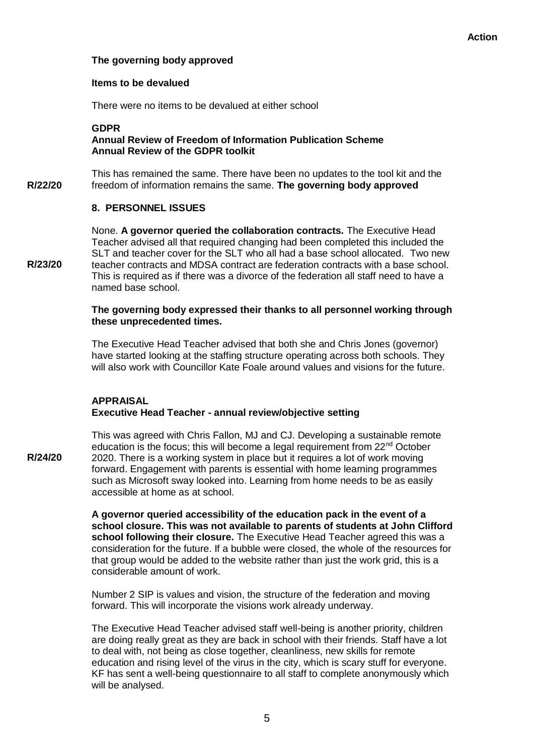**Action**

**The governing body approved**

**Items to be devalued**

There were no items to be devalued at either school

**GDPR**
**Annual Review of Freedom of Information Publication Scheme**
**Annual Review of the GDPR toolkit**

**R/22/20** This has remained the same. There have been no updates to the tool kit and the freedom of information remains the same. **The governing body approved**

**8. PERSONNEL ISSUES**

**R/23/20** None. **A governor queried the collaboration contracts.** The Executive Head Teacher advised all that required changing had been completed this included the SLT and teacher cover for the SLT who all had a base school allocated. Two new teacher contracts and MDSA contract are federation contracts with a base school. This is required as if there was a divorce of the federation all staff need to have a named base school.

**The governing body expressed their thanks to all personnel working through these unprecedented times.**

The Executive Head Teacher advised that both she and Chris Jones (governor) have started looking at the staffing structure operating across both schools. They will also work with Councillor Kate Foale around values and visions for the future.

**APPRAISAL**
**Executive Head Teacher - annual review/objective setting**

**R/24/20** This was agreed with Chris Fallon, MJ and CJ. Developing a sustainable remote education is the focus; this will become a legal requirement from 22nd October 2020. There is a working system in place but it requires a lot of work moving forward. Engagement with parents is essential with home learning programmes such as Microsoft sway looked into. Learning from home needs to be as easily accessible at home as at school.

**A governor queried accessibility of the education pack in the event of a school closure. This was not available to parents of students at John Clifford school following their closure.** The Executive Head Teacher agreed this was a consideration for the future. If a bubble were closed, the whole of the resources for that group would be added to the website rather than just the work grid, this is a considerable amount of work.

Number 2 SIP is values and vision, the structure of the federation and moving forward. This will incorporate the visions work already underway.

The Executive Head Teacher advised staff well-being is another priority, children are doing really great as they are back in school with their friends. Staff have a lot to deal with, not being as close together, cleanliness, new skills for remote education and rising level of the virus in the city, which is scary stuff for everyone. KF has sent a well-being questionnaire to all staff to complete anonymously which will be analysed.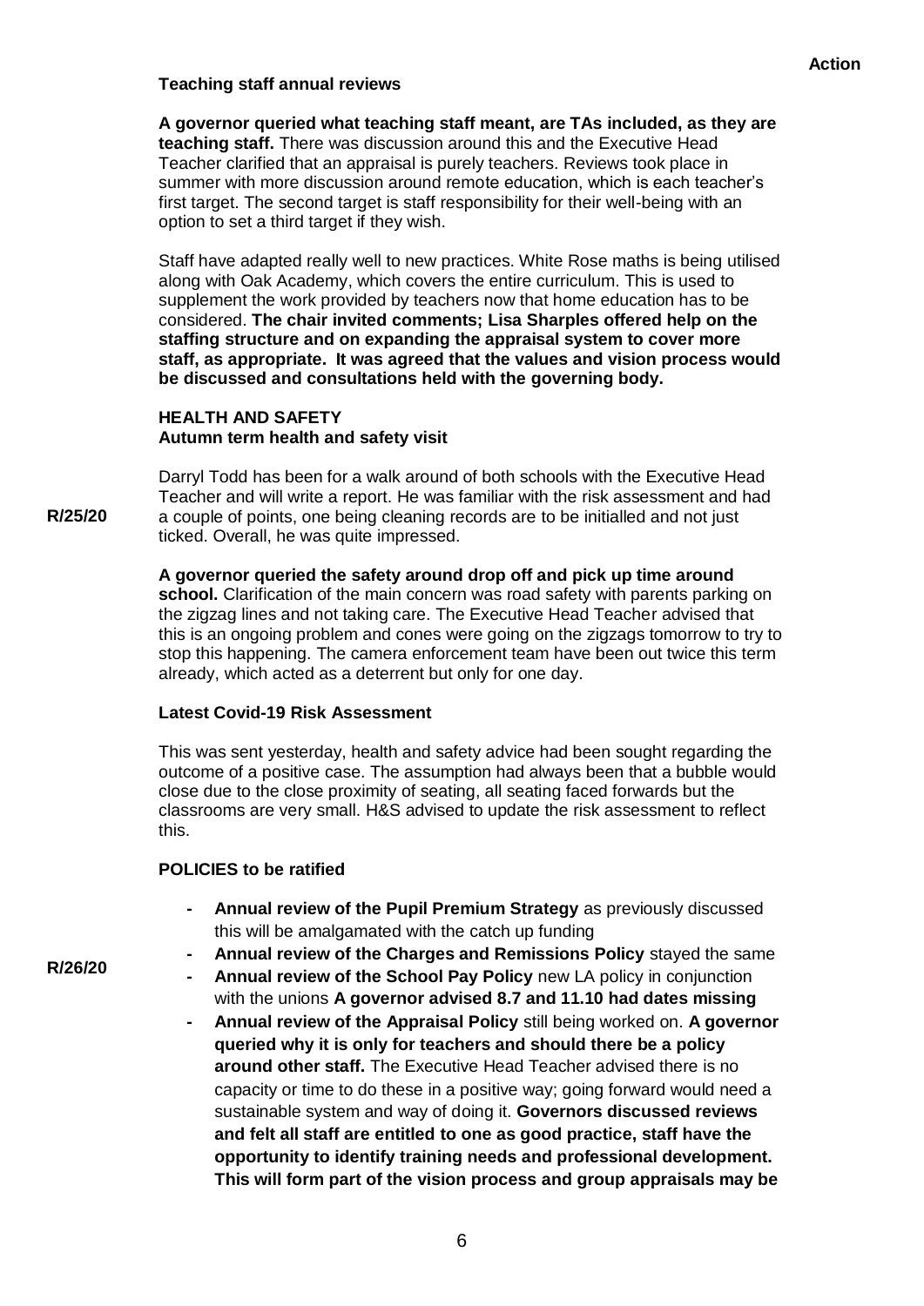**Action**

**Teaching staff annual reviews**

**A governor queried what teaching staff meant, are TAs included, as they are teaching staff.** There was discussion around this and the Executive Head Teacher clarified that an appraisal is purely teachers. Reviews took place in summer with more discussion around remote education, which is each teacher's first target. The second target is staff responsibility for their well-being with an option to set a third target if they wish.

Staff have adapted really well to new practices. White Rose maths is being utilised along with Oak Academy, which covers the entire curriculum. This is used to supplement the work provided by teachers now that home education has to be considered. **The chair invited comments; Lisa Sharples offered help on the staffing structure and on expanding the appraisal system to cover more staff, as appropriate. It was agreed that the values and vision process would be discussed and consultations held with the governing body.**

**HEALTH AND SAFETY**
**Autumn term health and safety visit**

R/25/20

Darryl Todd has been for a walk around of both schools with the Executive Head Teacher and will write a report. He was familiar with the risk assessment and had a couple of points, one being cleaning records are to be initialled and not just ticked. Overall, he was quite impressed.

**A governor queried the safety around drop off and pick up time around school.** Clarification of the main concern was road safety with parents parking on the zigzag lines and not taking care. The Executive Head Teacher advised that this is an ongoing problem and cones were going on the zigzags tomorrow to try to stop this happening. The camera enforcement team have been out twice this term already, which acted as a deterrent but only for one day.

**Latest Covid-19 Risk Assessment**

This was sent yesterday, health and safety advice had been sought regarding the outcome of a positive case. The assumption had always been that a bubble would close due to the close proximity of seating, all seating faced forwards but the classrooms are very small. H&S advised to update the risk assessment to reflect this.

**POLICIES to be ratified**

R/26/20

- **Annual review of the Pupil Premium Strategy** as previously discussed this will be amalgamated with the catch up funding
- **Annual review of the Charges and Remissions Policy** stayed the same
- **Annual review of the School Pay Policy** new LA policy in conjunction with the unions **A governor advised 8.7 and 11.10 had dates missing**
- **Annual review of the Appraisal Policy** still being worked on. **A governor queried why it is only for teachers and should there be a policy around other staff.** The Executive Head Teacher advised there is no capacity or time to do these in a positive way; going forward would need a sustainable system and way of doing it. **Governors discussed reviews and felt all staff are entitled to one as good practice, staff have the opportunity to identify training needs and professional development. This will form part of the vision process and group appraisals may be**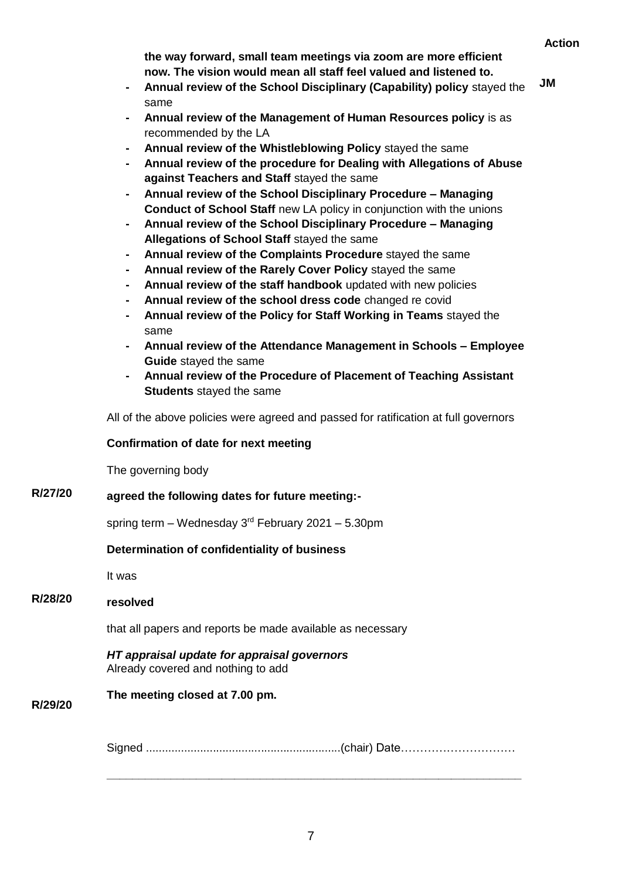**Action**

**the way forward, small team meetings via zoom are more efficient now. The vision would mean all staff feel valued and listened to.**

**JM**

- **Annual review of the School Disciplinary (Capability) policy** stayed the same
- **Annual review of the Management of Human Resources policy** is as recommended by the LA
- **Annual review of the Whistleblowing Policy** stayed the same
- **Annual review of the procedure for Dealing with Allegations of Abuse against Teachers and Staff** stayed the same
- **Annual review of the School Disciplinary Procedure – Managing Conduct of School Staff** new LA policy in conjunction with the unions
- **Annual review of the School Disciplinary Procedure – Managing Allegations of School Staff** stayed the same
- **Annual review of the Complaints Procedure** stayed the same
- **Annual review of the Rarely Cover Policy** stayed the same
- **Annual review of the staff handbook** updated with new policies
- **Annual review of the school dress code** changed re covid
- **Annual review of the Policy for Staff Working in Teams** stayed the same
- **Annual review of the Attendance Management in Schools – Employee Guide** stayed the same
- **Annual review of the Procedure of Placement of Teaching Assistant Students** stayed the same

All of the above policies were agreed and passed for ratification at full governors

**Confirmation of date for next meeting**

The governing body

**R/27/20** **agreed the following dates for future meeting:-**

spring term – Wednesday 3rd February 2021 – 5.30pm

**Determination of confidentiality of business**

It was

**R/28/20** **resolved**

that all papers and reports be made available as necessary

***HT appraisal update for appraisal governors***
Already covered and nothing to add

**R/29/20** **The meeting closed at 7.00 pm.**

Signed ............................................................(chair) Date…………………………